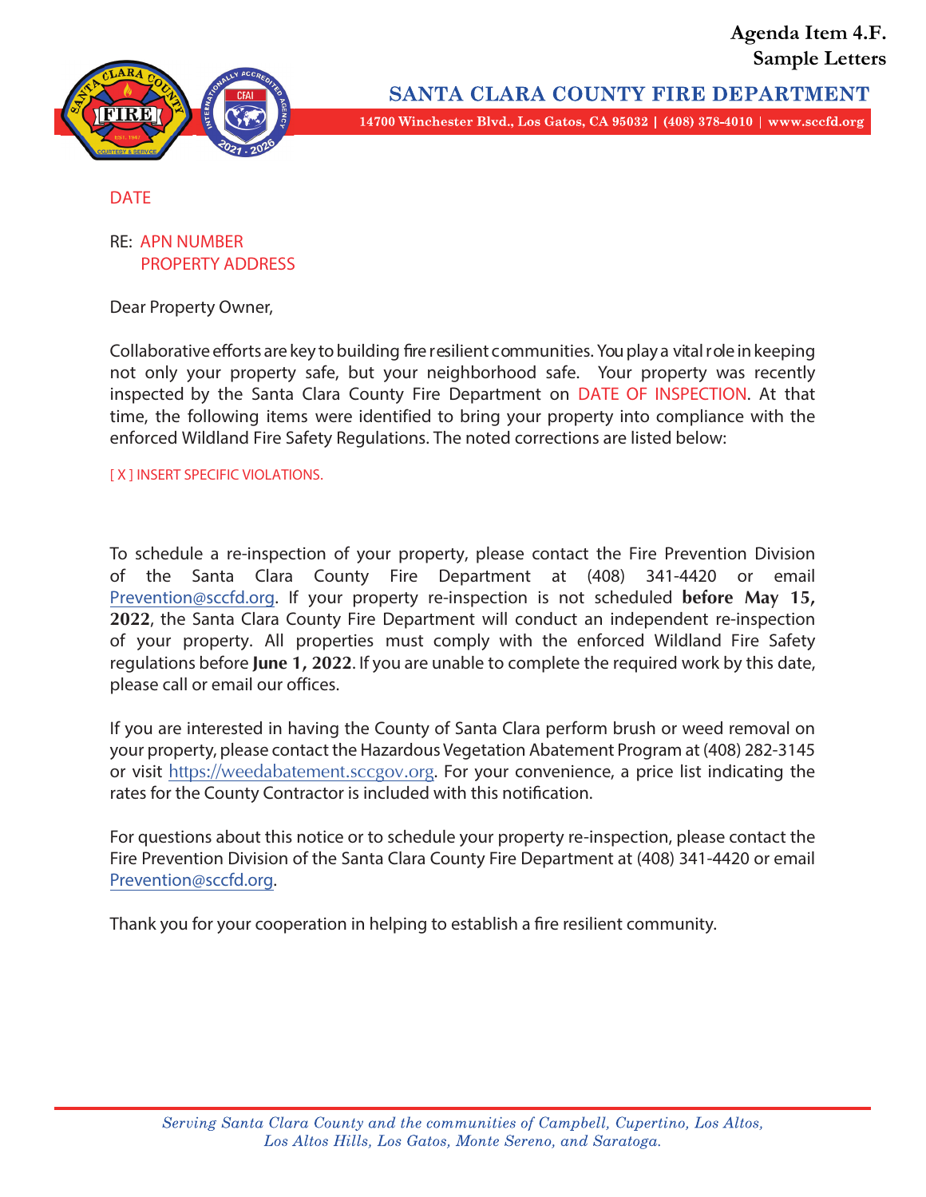**Agenda Item 4.F.**
**Sample Letters**

## SANTA CLARA COUNTY FIRE DEPARTMENT

14700 Winchester Blvd., Los Gatos, CA 95032 | (408) 378-4010 | www.sccfd.org

DATE

RE: APN NUMBER
PROPERTY ADDRESS

Dear Property Owner,

Collaborative efforts are key to building fire resilient communities. You play a vital role in keeping not only your property safe, but your neighborhood safe. Your property was recently inspected by the Santa Clara County Fire Department on DATE OF INSPECTION. At that time, the following items were identified to bring your property into compliance with the enforced Wildland Fire Safety Regulations. The noted corrections are listed below:

[ X ] INSERT SPECIFIC VIOLATIONS.

To schedule a re-inspection of your property, please contact the Fire Prevention Division of the Santa Clara County Fire Department at (408) 341-4420 or email Prevention@sccfd.org. If your property re-inspection is not scheduled **before May 15, 2022**, the Santa Clara County Fire Department will conduct an independent re-inspection of your property. All properties must comply with the enforced Wildland Fire Safety regulations before **June 1, 2022**. If you are unable to complete the required work by this date, please call or email our offices.

If you are interested in having the County of Santa Clara perform brush or weed removal on your property, please contact the Hazardous Vegetation Abatement Program at (408) 282-3145 or visit https://weedabatement.sccgov.org. For your convenience, a price list indicating the rates for the County Contractor is included with this notification.

For questions about this notice or to schedule your property re-inspection, please contact the Fire Prevention Division of the Santa Clara County Fire Department at (408) 341-4420 or email Prevention@sccfd.org.

Thank you for your cooperation in helping to establish a fire resilient community.

*Serving Santa Clara County and the communities of Campbell, Cupertino, Los Altos, Los Altos Hills, Los Gatos, Monte Sereno, and Saratoga.*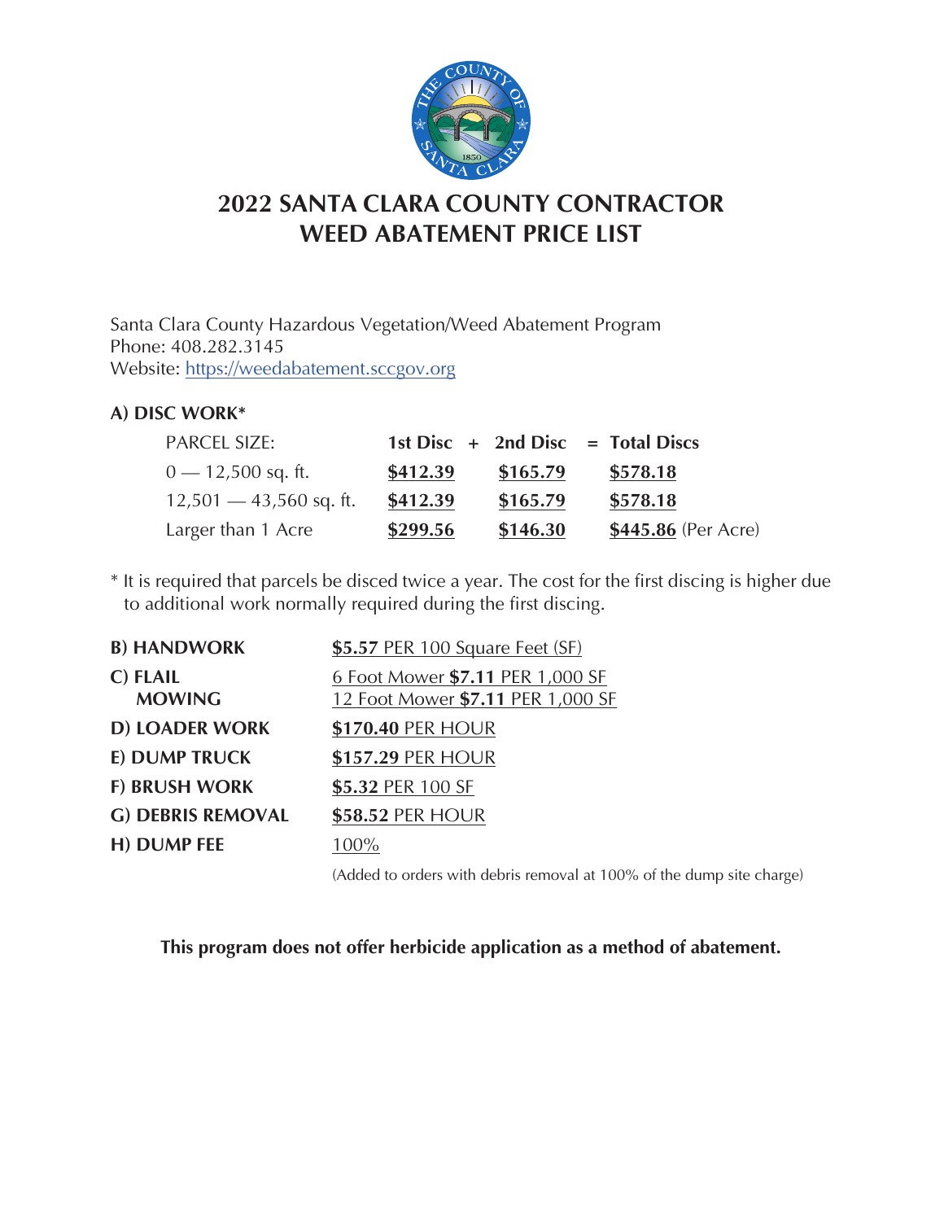# 2022 SANTA CLARA COUNTY CONTRACTOR WEED ABATEMENT PRICE LIST

Santa Clara County Hazardous Vegetation/Weed Abatement Program
Phone: 408.282.3145
Website: https://weedabatement.sccgov.org

### A) DISC WORK*

| PARCEL SIZE: | 1st Disc + | 2nd Disc | = Total Discs |
|---|---|---|---|
| 0 — 12,500 sq. ft. | **$412.39** | **$165.79** | **$578.18** |
| 12,501 — 43,560 sq. ft. | **$412.39** | **$165.79** | **$578.18** |
| Larger than 1 Acre | **$299.56** | **$146.30** | **$445.86** (Per Acre) |

* It is required that parcels be disced twice a year. The cost for the first discing is higher due to additional work normally required during the first discing.

| | |
|---|---|
| **B) HANDWORK** | **$5.57** PER 100 Square Feet (SF) |
| **C) FLAIL MOWING** | 6 Foot Mower **$7.11** PER 1,000 SF<br>12 Foot Mower **$7.11** PER 1,000 SF |
| **D) LOADER WORK** | **$170.40** PER HOUR |
| **E) DUMP TRUCK** | **$157.29** PER HOUR |
| **F) BRUSH WORK** | **$5.32** PER 100 SF |
| **G) DEBRIS REMOVAL** | **$58.52** PER HOUR |
| **H) DUMP FEE** | 100% |

(Added to orders with debris removal at 100% of the dump site charge)

**This program does not offer herbicide application as a method of abatement.**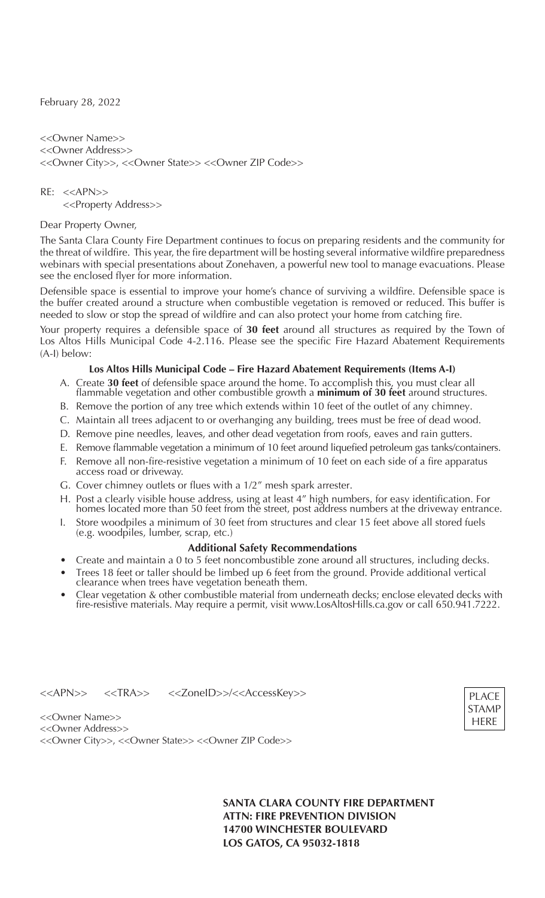February 28, 2022

<<Owner Name>>
<<Owner Address>>
<<Owner City>>, <<Owner State>> <<Owner ZIP Code>>

RE: <<APN>>
<<Property Address>>

Dear Property Owner,

The Santa Clara County Fire Department continues to focus on preparing residents and the community for the threat of wildfire. This year, the fire department will be hosting several informative wildfire preparedness webinars with special presentations about Zonehaven, a powerful new tool to manage evacuations. Please see the enclosed flyer for more information.

Defensible space is essential to improve your home's chance of surviving a wildfire. Defensible space is the buffer created around a structure when combustible vegetation is removed or reduced. This buffer is needed to slow or stop the spread of wildfire and can also protect your home from catching fire.

Your property requires a defensible space of **30 feet** around all structures as required by the Town of Los Altos Hills Municipal Code 4-2.116. Please see the specific Fire Hazard Abatement Requirements (A-I) below:

**Los Altos Hills Municipal Code – Fire Hazard Abatement Requirements (Items A-I)**

A. Create **30 feet** of defensible space around the home. To accomplish this, you must clear all flammable vegetation and other combustible growth a **minimum of 30 feet** around structures.
B. Remove the portion of any tree which extends within 10 feet of the outlet of any chimney.
C. Maintain all trees adjacent to or overhanging any building, trees must be free of dead wood.
D. Remove pine needles, leaves, and other dead vegetation from roofs, eaves and rain gutters.
E. Remove flammable vegetation a minimum of 10 feet around liquefied petroleum gas tanks/containers.
F. Remove all non-fire-resistive vegetation a minimum of 10 feet on each side of a fire apparatus access road or driveway.
G. Cover chimney outlets or flues with a 1/2" mesh spark arrester.
H. Post a clearly visible house address, using at least 4" high numbers, for easy identification. For homes located more than 50 feet from the street, post address numbers at the driveway entrance.
I. Store woodpiles a minimum of 30 feet from structures and clear 15 feet above all stored fuels (e.g. woodpiles, lumber, scrap, etc.)

**Additional Safety Recommendations**

- Create and maintain a 0 to 5 feet noncombustible zone around all structures, including decks.
- Trees 18 feet or taller should be limbed up 6 feet from the ground. Provide additional vertical clearance when trees have vegetation beneath them.
- Clear vegetation & other combustible material from underneath decks; enclose elevated decks with fire-resistive materials. May require a permit, visit www.LosAltosHills.ca.gov or call 650.941.7222.

<<APN>> <<TRA>> <<ZoneID>>/<<AccessKey>>

<<Owner Name>>
<<Owner Address>>
<<Owner City>>, <<Owner State>> <<Owner ZIP Code>>

PLACE STAMP HERE

**SANTA CLARA COUNTY FIRE DEPARTMENT**
**ATTN: FIRE PREVENTION DIVISION**
**14700 WINCHESTER BOULEVARD**
**LOS GATOS, CA 95032-1818**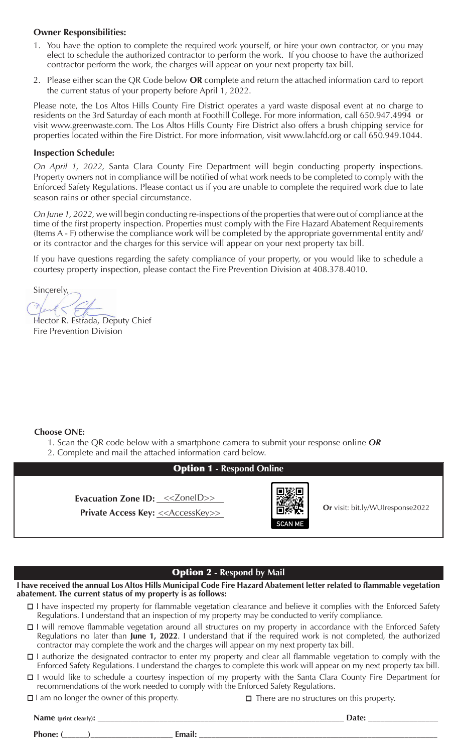**Owner Responsibilities:**

1. You have the option to complete the required work yourself, or hire your own contractor, or you may elect to schedule the authorized contractor to perform the work. If you choose to have the authorized contractor perform the work, the charges will appear on your next property tax bill.
2. Please either scan the QR Code below **OR** complete and return the attached information card to report the current status of your property before April 1, 2022.

Please note, the Los Altos Hills County Fire District operates a yard waste disposal event at no charge to residents on the 3rd Saturday of each month at Foothill College. For more information, call 650.947.4994 or visit www.greenwaste.com. The Los Altos Hills County Fire District also offers a brush chipping service for properties located within the Fire District. For more information, visit www.lahcfd.org or call 650.949.1044.

**Inspection Schedule:**

*On April 1, 2022,* Santa Clara County Fire Department will begin conducting property inspections. Property owners not in compliance will be notified of what work needs to be completed to comply with the Enforced Safety Regulations. Please contact us if you are unable to complete the required work due to late season rains or other special circumstance.

*On June 1, 2022,* we will begin conducting re-inspections of the properties that were out of compliance at the time of the first property inspection. Properties must comply with the Fire Hazard Abatement Requirements (Items A - F) otherwise the compliance work will be completed by the appropriate governmental entity and/or its contractor and the charges for this service will appear on your next property tax bill.

If you have questions regarding the safety compliance of your property, or you would like to schedule a courtesy property inspection, please contact the Fire Prevention Division at 408.378.4010.

Sincerely,

Hector R. Estrada, Deputy Chief
Fire Prevention Division

**Choose ONE:**

1. Scan the QR code below with a smartphone camera to submit your response online ***OR***
2. Complete and mail the attached information card below.

## Option 1 - Respond Online

**Evacuation Zone ID:** <<ZoneID>>

**Private Access Key:** <<AccessKey>>

SCAN ME

**Or** visit: bit.ly/WUIresponse2022

## Option 2 - Respond by Mail

**I have received the annual Los Altos Hills Municipal Code Fire Hazard Abatement letter related to flammable vegetation abatement. The current status of my property is as follows:**

- ☐ I have inspected my property for flammable vegetation clearance and believe it complies with the Enforced Safety Regulations. I understand that an inspection of my property may be conducted to verify compliance.
- ☐ I will remove flammable vegetation around all structures on my property in accordance with the Enforced Safety Regulations no later than **June 1, 2022**. I understand that if the required work is not completed, the authorized contractor may complete the work and the charges will appear on my next property tax bill.
- ☐ I authorize the designated contractor to enter my property and clear all flammable vegetation to comply with the Enforced Safety Regulations. I understand the charges to complete this work will appear on my next property tax bill.
- ☐ I would like to schedule a courtesy inspection of my property with the Santa Clara County Fire Department for recommendations of the work needed to comply with the Enforced Safety Regulations.
- ☐ I am no longer the owner of this property.
- ☐ There are no structures on this property.

**Name** (print clearly)**:** ______________________________ **Date:** ______________

**Phone:** (______)__________________ **Email:** ______________________________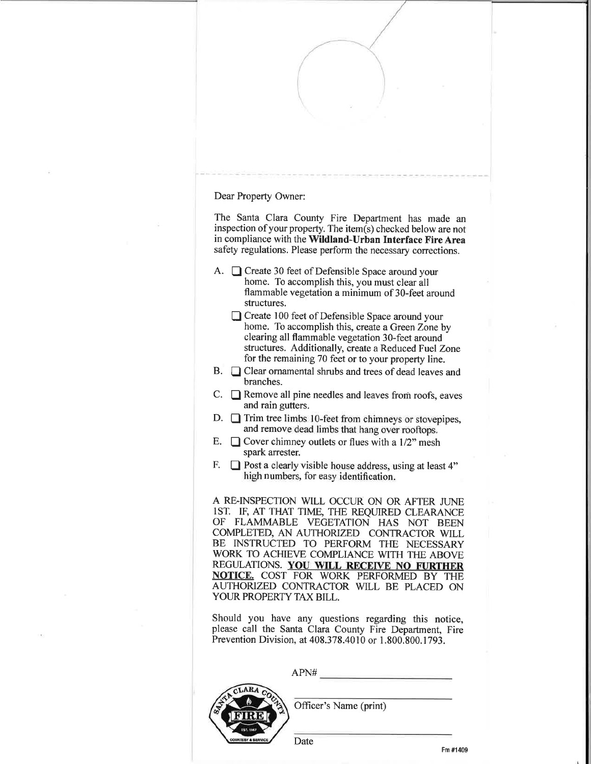Dear Property Owner:

The Santa Clara County Fire Department has made an inspection of your property. The item(s) checked below are not in compliance with the **Wildland-Urban Interface Fire Area** safety regulations. Please perform the necessary corrections.

A. ☐ Create 30 feet of Defensible Space around your home. To accomplish this, you must clear all flammable vegetation a minimum of 30-feet around structures.

   ☐ Create 100 feet of Defensible Space around your home. To accomplish this, create a Green Zone by clearing all flammable vegetation 30-feet around structures. Additionally, create a Reduced Fuel Zone for the remaining 70 feet or to your property line.

B. ☐ Clear ornamental shrubs and trees of dead leaves and branches.

C. ☐ Remove all pine needles and leaves from roofs, eaves and rain gutters.

D. ☐ Trim tree limbs 10-feet from chimneys or stovepipes, and remove dead limbs that hang over rooftops.

E. ☐ Cover chimney outlets or flues with a 1/2" mesh spark arrester.

F. ☐ Post a clearly visible house address, using at least 4" high numbers, for easy identification.

A RE-INSPECTION WILL OCCUR ON OR AFTER JUNE 1ST. IF, AT THAT TIME, THE REQUIRED CLEARANCE OF FLAMMABLE VEGETATION HAS NOT BEEN COMPLETED, AN AUTHORIZED CONTRACTOR WILL BE INSTRUCTED TO PERFORM THE NECESSARY WORK TO ACHIEVE COMPLIANCE WITH THE ABOVE REGULATIONS. **YOU WILL RECEIVE NO FURTHER NOTICE.** COST FOR WORK PERFORMED BY THE AUTHORIZED CONTRACTOR WILL BE PLACED ON YOUR PROPERTY TAX BILL.

Should you have any questions regarding this notice, please call the Santa Clara County Fire Department, Fire Prevention Division, at 408.378.4010 or 1.800.800.1793.

APN# ____________________

____________________
Officer's Name (print)

____________________
Date

Fm #1409